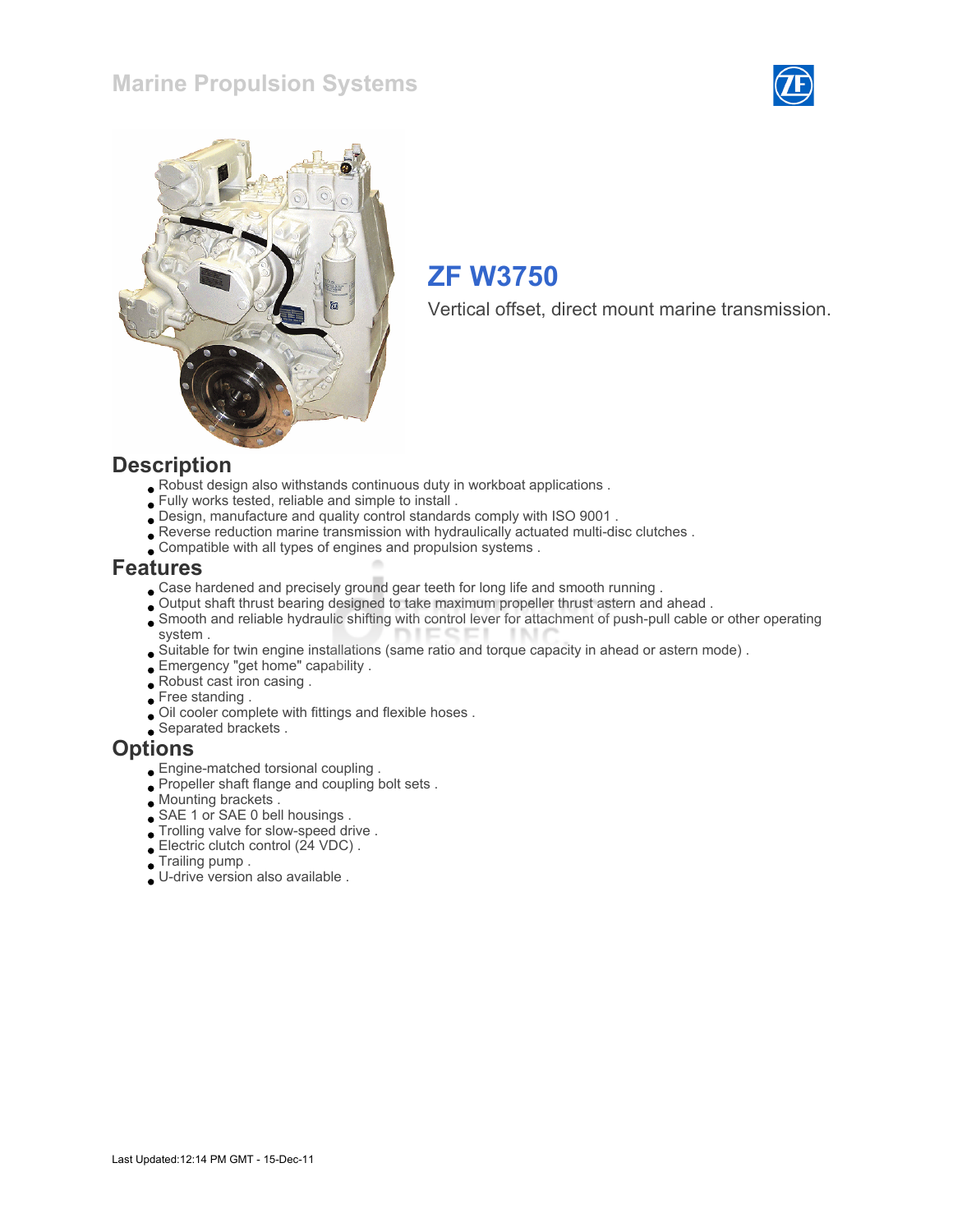# Marine Propulsion Systems

## ZF W3750

Vertical offset, direct mount marine transmission.

## Description

- Robust design also withstands continuous duty in workboat applications .
- Fully works tested, reliable and simple to install .
- Design, manufacture and quality control standards comply with ISO 9001 .
- Reverse reduction marine transmission with hydraulically actuated multi-disc clutches .
- Compatible with all types of engines and propulsion systems .

## Features

- Case hardened and precisely ground gear teeth for long life and smooth running .
- Output shaft thrust bearing designed to take maximum propeller thrust astern and ahead .
- Smooth and reliable hydraulic shifting with control lever for attachment of push-pull cable or other operating system .
- Suitable for twin engine installations (same ratio and torque capacity in ahead or astern mode) .
- Emergency "get home" capability .
- Robust cast iron casing .
- Free standing .
- Oil cooler complete with fittings and flexible hoses .
- Separated brackets .

## Options

- Engine-matched torsional coupling .
- Propeller shaft flange and coupling bolt sets .
- Mounting brackets .
- SAE 1 or SAE 0 bell housings .
- Trolling valve for slow-speed drive .
- Electric clutch control (24 VDC) .
- Trailing pump .
- U-drive version also available .

Last Updated:12:14 PM GMT - 15-Dec-11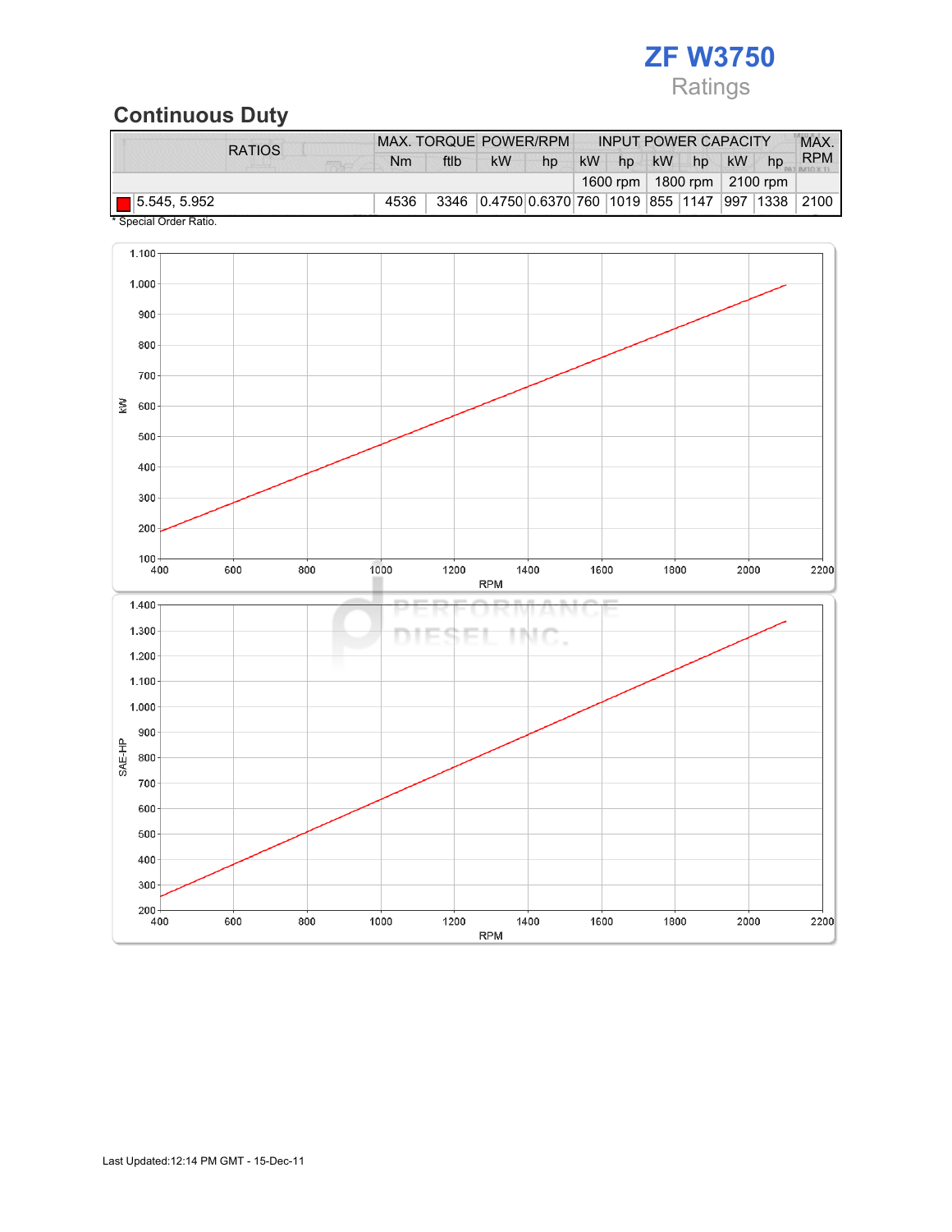# ZF W3750

Ratings

## Continuous Duty

| RATIOS | MAX. TORQUE | | POWER/RPM | | INPUT POWER CAPACITY | | | | | | MAX. RPM |
|---|---|---|---|---|---|---|---|---|---|---|---|
| | Nm | ftlb | kW | hp | kW | hp | kW | hp | kW | hp | |
| | | | | | 1600 rpm | | 1800 rpm | | 2100 rpm | | |
| 5.545, 5.952 | 4536 | 3346 | 0.4750 | 0.6370 | 760 | 1019 | 855 | 1147 | 997 | 1338 | 2100 |

\* Special Order Ratio.

Last Updated:12:14 PM GMT - 15-Dec-11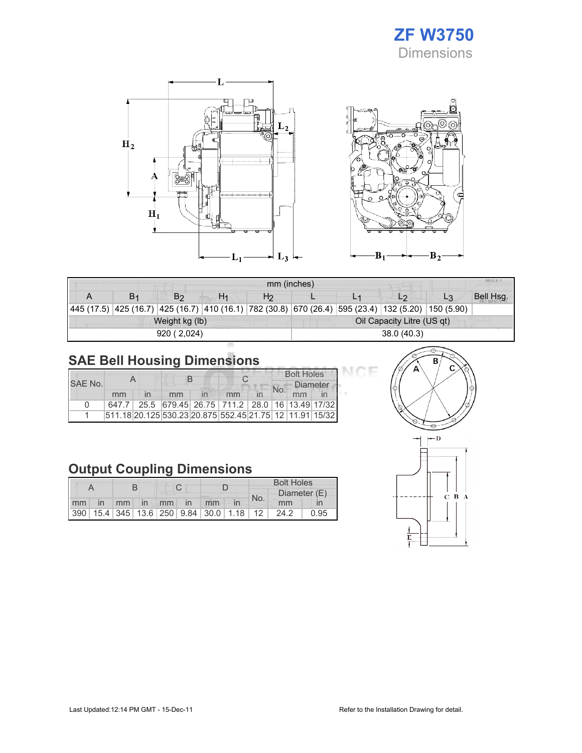# ZF W3750
Dimensions

| mm (inches) | | | | | | | | | |
|---|---|---|---|---|---|---|---|---|---|
| A | $B_1$ | $B_2$ | $H_1$ | $H_2$ | L | $L_1$ | $L_2$ | $L_3$ | Bell Hsg. |
| 445 (17.5) | 425 (16.7) | 425 (16.7) | 410 (16.1) | 782 (30.8) | 670 (26.4) | 595 (23.4) | 132 (5.20) | 150 (5.90) | |
| Weight kg (lb) | | | | | Oil Capacity Litre (US qt) | | | | |
| 920 ( 2,024) | | | | | 38.0 (40.3) | | | | |

## SAE Bell Housing Dimensions

| SAE No. | A | | B | | C | | Bolt Holes | | |
|---|---|---|---|---|---|---|---|---|---|
| | | | | | | | No. | Diameter | |
| | mm | in | mm | in | mm | in | | mm | in |
| 0 | 647.7 | 25.5 | 679.45 | 26.75 | 711.2 | 28.0 | 16 | 13.49 | 17/32 |
| 1 | 511.18 | 20.125 | 530.23 | 20.875 | 552.45 | 21.75 | 12 | 11.91 | 15/32 |

## Output Coupling Dimensions

| A | | B | | C | | D | | Bolt Holes | | |
|---|---|---|---|---|---|---|---|---|---|---|
| | | | | | | | | No. | Diameter (E) | |
| mm | in | mm | in | mm | in | mm | in | | mm | in |
| 390 | 15.4 | 345 | 13.6 | 250 | 9.84 | 30.0 | 1.18 | 12 | 24.2 | 0.95 |

Last Updated:12:14 PM GMT - 15-Dec-11

Refer to the Installation Drawing for detail.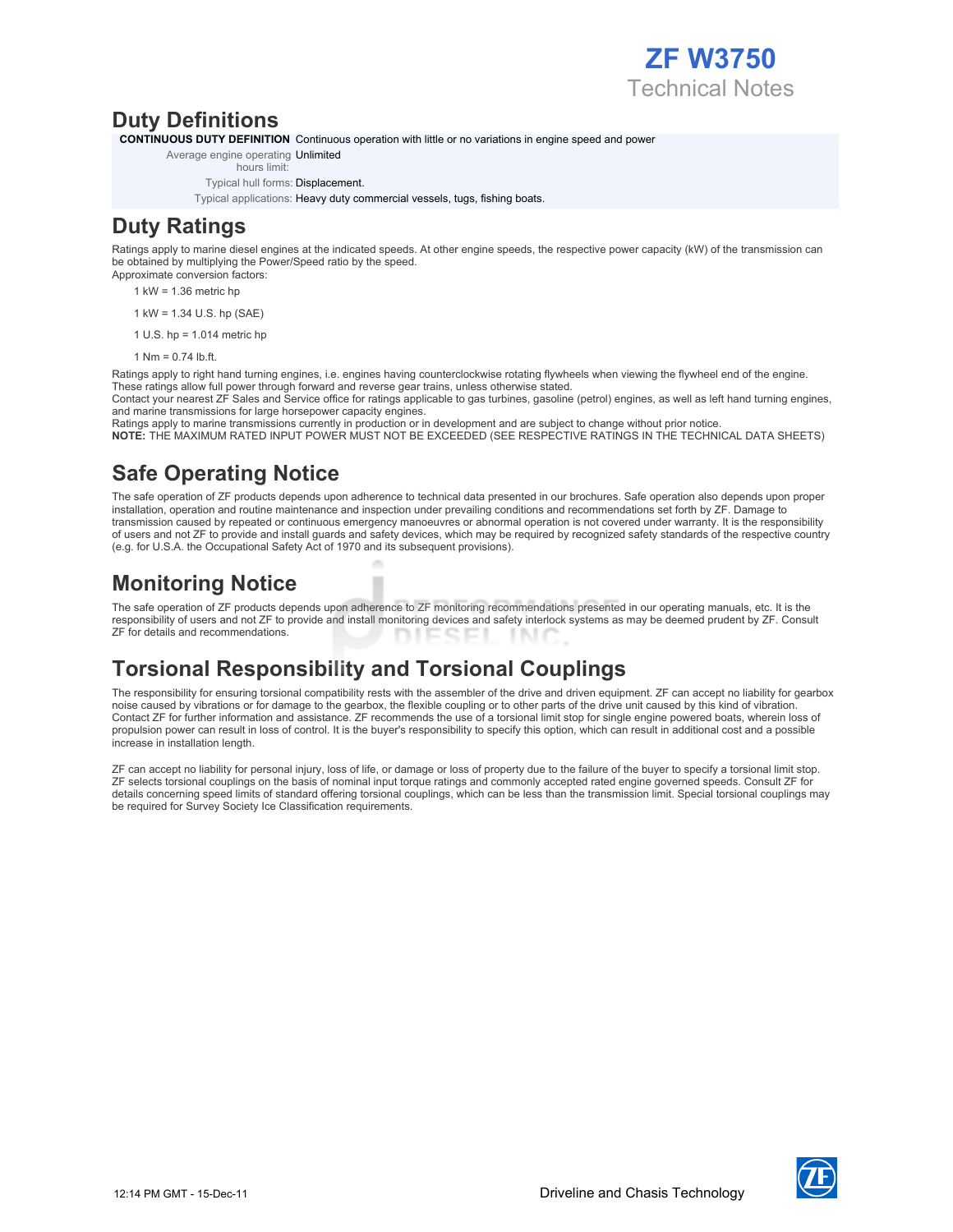# ZF W3750

Technical Notes

## Duty Definitions

| | |
|---|---|
| **CONTINUOUS DUTY DEFINITION** | Continuous operation with little or no variations in engine speed and power |
| Average engine operating hours limit: | Unlimited |
| Typical hull forms: | Displacement. |
| Typical applications: | Heavy duty commercial vessels, tugs, fishing boats. |

## Duty Ratings

Ratings apply to marine diesel engines at the indicated speeds. At other engine speeds, the respective power capacity (kW) of the transmission can be obtained by multiplying the Power/Speed ratio by the speed.
Approximate conversion factors:

1 kW = 1.36 metric hp

1 kW = 1.34 U.S. hp (SAE)

1 U.S. hp = 1.014 metric hp

1 Nm = 0.74 lb.ft.

Ratings apply to right hand turning engines, i.e. engines having counterclockwise rotating flywheels when viewing the flywheel end of the engine. These ratings allow full power through forward and reverse gear trains, unless otherwise stated.
Contact your nearest ZF Sales and Service office for ratings applicable to gas turbines, gasoline (petrol) engines, as well as left hand turning engines, and marine transmissions for large horsepower capacity engines.
Ratings apply to marine transmissions currently in production or in development and are subject to change without prior notice.
**NOTE:** THE MAXIMUM RATED INPUT POWER MUST NOT BE EXCEEDED (SEE RESPECTIVE RATINGS IN THE TECHNICAL DATA SHEETS)

## Safe Operating Notice

The safe operation of ZF products depends upon adherence to technical data presented in our brochures. Safe operation also depends upon proper installation, operation and routine maintenance and inspection under prevailing conditions and recommendations set forth by ZF. Damage to transmission caused by repeated or continuous emergency manoeuvres or abnormal operation is not covered under warranty. It is the responsibility of users and not ZF to provide and install guards and safety devices, which may be required by recognized safety standards of the respective country (e.g. for U.S.A. the Occupational Safety Act of 1970 and its subsequent provisions).

## Monitoring Notice

The safe operation of ZF products depends upon adherence to ZF monitoring recommendations presented in our operating manuals, etc. It is the responsibility of users and not ZF to provide and install monitoring devices and safety interlock systems as may be deemed prudent by ZF. Consult ZF for details and recommendations.

## Torsional Responsibility and Torsional Couplings

The responsibility for ensuring torsional compatibility rests with the assembler of the drive and driven equipment. ZF can accept no liability for gearbox noise caused by vibrations or for damage to the gearbox, the flexible coupling or to other parts of the drive unit caused by this kind of vibration. Contact ZF for further information and assistance. ZF recommends the use of a torsional limit stop for single engine powered boats, wherein loss of propulsion power can result in loss of control. It is the buyer's responsibility to specify this option, which can result in additional cost and a possible increase in installation length.

ZF can accept no liability for personal injury, loss of life, or damage or loss of property due to the failure of the buyer to specify a torsional limit stop. ZF selects torsional couplings on the basis of nominal input torque ratings and commonly accepted rated engine governed speeds. Consult ZF for details concerning speed limits of standard offering torsional couplings, which can be less than the transmission limit. Special torsional couplings may be required for Survey Society Ice Classification requirements.